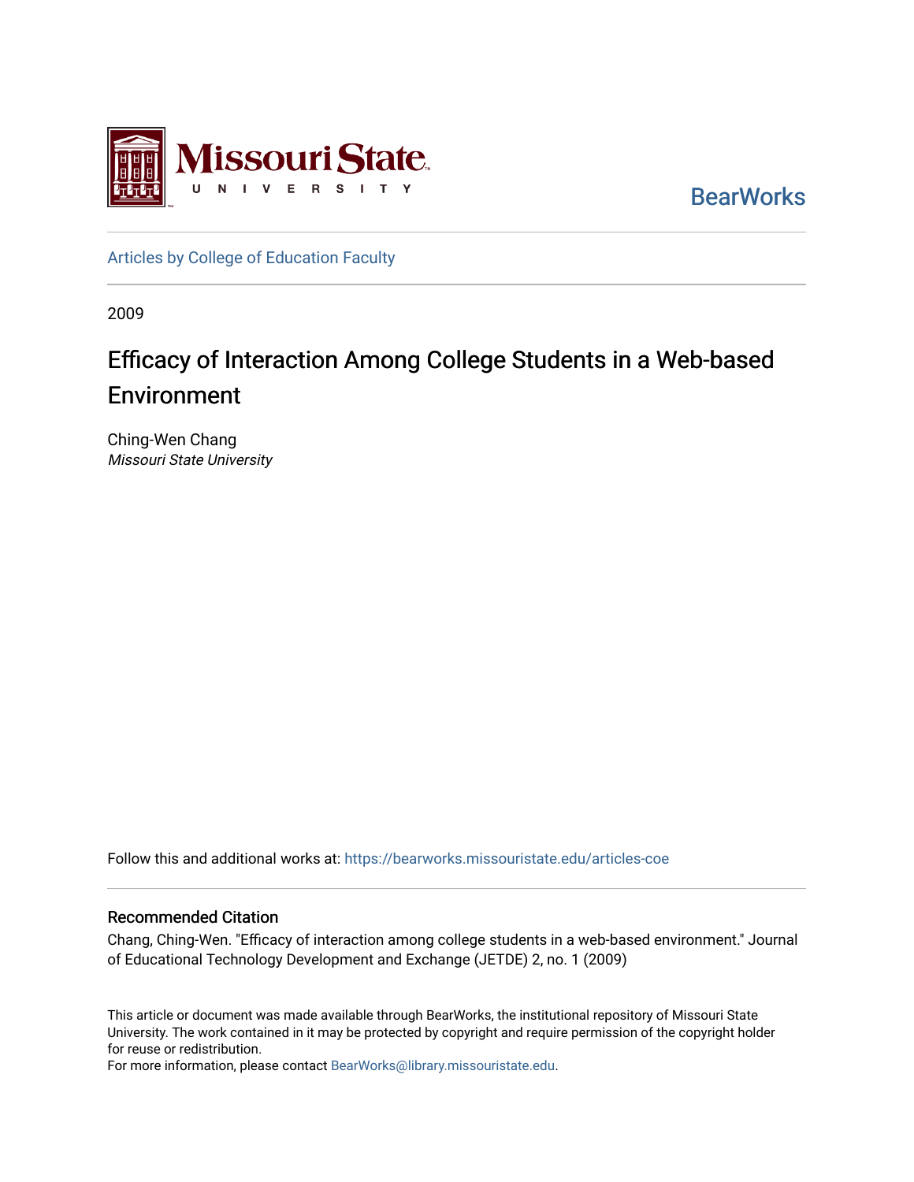Missouri State University

BearWorks

Articles by College of Education Faculty

2009

# Efficacy of Interaction Among College Students in a Web-based Environment

Ching-Wen Chang
*Missouri State University*

Follow this and additional works at: https://bearworks.missouristate.edu/articles-coe

## Recommended Citation

Chang, Ching-Wen. "Efficacy of interaction among college students in a web-based environment." Journal of Educational Technology Development and Exchange (JETDE) 2, no. 1 (2009)

This article or document was made available through BearWorks, the institutional repository of Missouri State University. The work contained in it may be protected by copyright and require permission of the copyright holder for reuse or redistribution.
For more information, please contact BearWorks@library.missouristate.edu.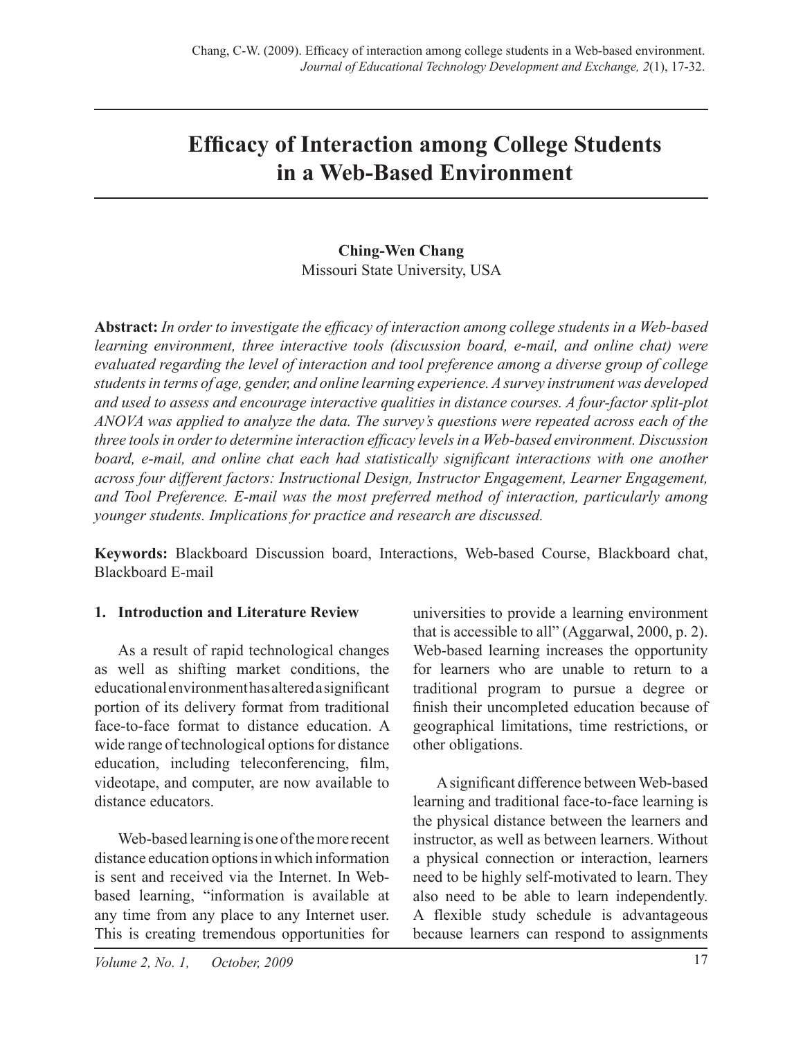# Efficacy of Interaction among College Students in a Web-Based Environment

**Ching-Wen Chang**
Missouri State University, USA

**Abstract:** *In order to investigate the efficacy of interaction among college students in a Web-based learning environment, three interactive tools (discussion board, e-mail, and online chat) were evaluated regarding the level of interaction and tool preference among a diverse group of college students in terms of age, gender, and online learning experience. A survey instrument was developed and used to assess and encourage interactive qualities in distance courses. A four-factor split-plot ANOVA was applied to analyze the data. The survey's questions were repeated across each of the three tools in order to determine interaction efficacy levels in a Web-based environment. Discussion board, e-mail, and online chat each had statistically significant interactions with one another across four different factors: Instructional Design, Instructor Engagement, Learner Engagement, and Tool Preference. E-mail was the most preferred method of interaction, particularly among younger students. Implications for practice and research are discussed.*

**Keywords:** Blackboard Discussion board, Interactions, Web-based Course, Blackboard chat, Blackboard E-mail

## 1. Introduction and Literature Review

As a result of rapid technological changes as well as shifting market conditions, the educational environment has altered a significant portion of its delivery format from traditional face-to-face format to distance education. A wide range of technological options for distance education, including teleconferencing, film, videotape, and computer, are now available to distance educators.

Web-based learning is one of the more recent distance education options in which information is sent and received via the Internet. In Web-based learning, "information is available at any time from any place to any Internet user. This is creating tremendous opportunities for universities to provide a learning environment that is accessible to all" (Aggarwal, 2000, p. 2). Web-based learning increases the opportunity for learners who are unable to return to a traditional program to pursue a degree or finish their uncompleted education because of geographical limitations, time restrictions, or other obligations.

A significant difference between Web-based learning and traditional face-to-face learning is the physical distance between the learners and instructor, as well as between learners. Without a physical connection or interaction, learners need to be highly self-motivated to learn. They also need to be able to learn independently. A flexible study schedule is advantageous because learners can respond to assignments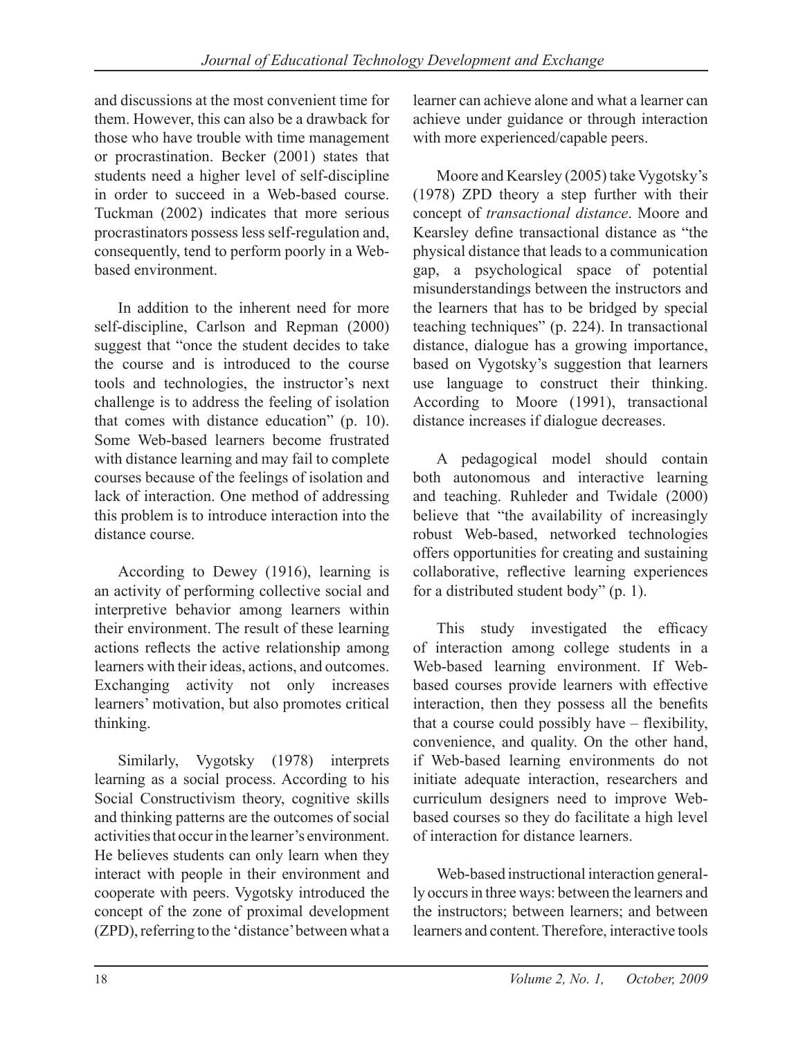and discussions at the most convenient time for them. However, this can also be a drawback for those who have trouble with time management or procrastination. Becker (2001) states that students need a higher level of self-discipline in order to succeed in a Web-based course. Tuckman (2002) indicates that more serious procrastinators possess less self-regulation and, consequently, tend to perform poorly in a Web-based environment.

In addition to the inherent need for more self-discipline, Carlson and Repman (2000) suggest that "once the student decides to take the course and is introduced to the course tools and technologies, the instructor's next challenge is to address the feeling of isolation that comes with distance education" (p. 10). Some Web-based learners become frustrated with distance learning and may fail to complete courses because of the feelings of isolation and lack of interaction. One method of addressing this problem is to introduce interaction into the distance course.

According to Dewey (1916), learning is an activity of performing collective social and interpretive behavior among learners within their environment. The result of these learning actions reflects the active relationship among learners with their ideas, actions, and outcomes. Exchanging activity not only increases learners' motivation, but also promotes critical thinking.

Similarly, Vygotsky (1978) interprets learning as a social process. According to his Social Constructivism theory, cognitive skills and thinking patterns are the outcomes of social activities that occur in the learner's environment. He believes students can only learn when they interact with people in their environment and cooperate with peers. Vygotsky introduced the concept of the zone of proximal development (ZPD), referring to the 'distance' between what a learner can achieve alone and what a learner can achieve under guidance or through interaction with more experienced/capable peers.

Moore and Kearsley (2005) take Vygotsky's (1978) ZPD theory a step further with their concept of *transactional distance*. Moore and Kearsley define transactional distance as "the physical distance that leads to a communication gap, a psychological space of potential misunderstandings between the instructors and the learners that has to be bridged by special teaching techniques" (p. 224). In transactional distance, dialogue has a growing importance, based on Vygotsky's suggestion that learners use language to construct their thinking. According to Moore (1991), transactional distance increases if dialogue decreases.

A pedagogical model should contain both autonomous and interactive learning and teaching. Ruhleder and Twidale (2000) believe that "the availability of increasingly robust Web-based, networked technologies offers opportunities for creating and sustaining collaborative, reflective learning experiences for a distributed student body" (p. 1).

This study investigated the efficacy of interaction among college students in a Web-based learning environment. If Web-based courses provide learners with effective interaction, then they possess all the benefits that a course could possibly have – flexibility, convenience, and quality. On the other hand, if Web-based learning environments do not initiate adequate interaction, researchers and curriculum designers need to improve Web-based courses so they do facilitate a high level of interaction for distance learners.

Web-based instructional interaction generally occurs in three ways: between the learners and the instructors; between learners; and between learners and content. Therefore, interactive tools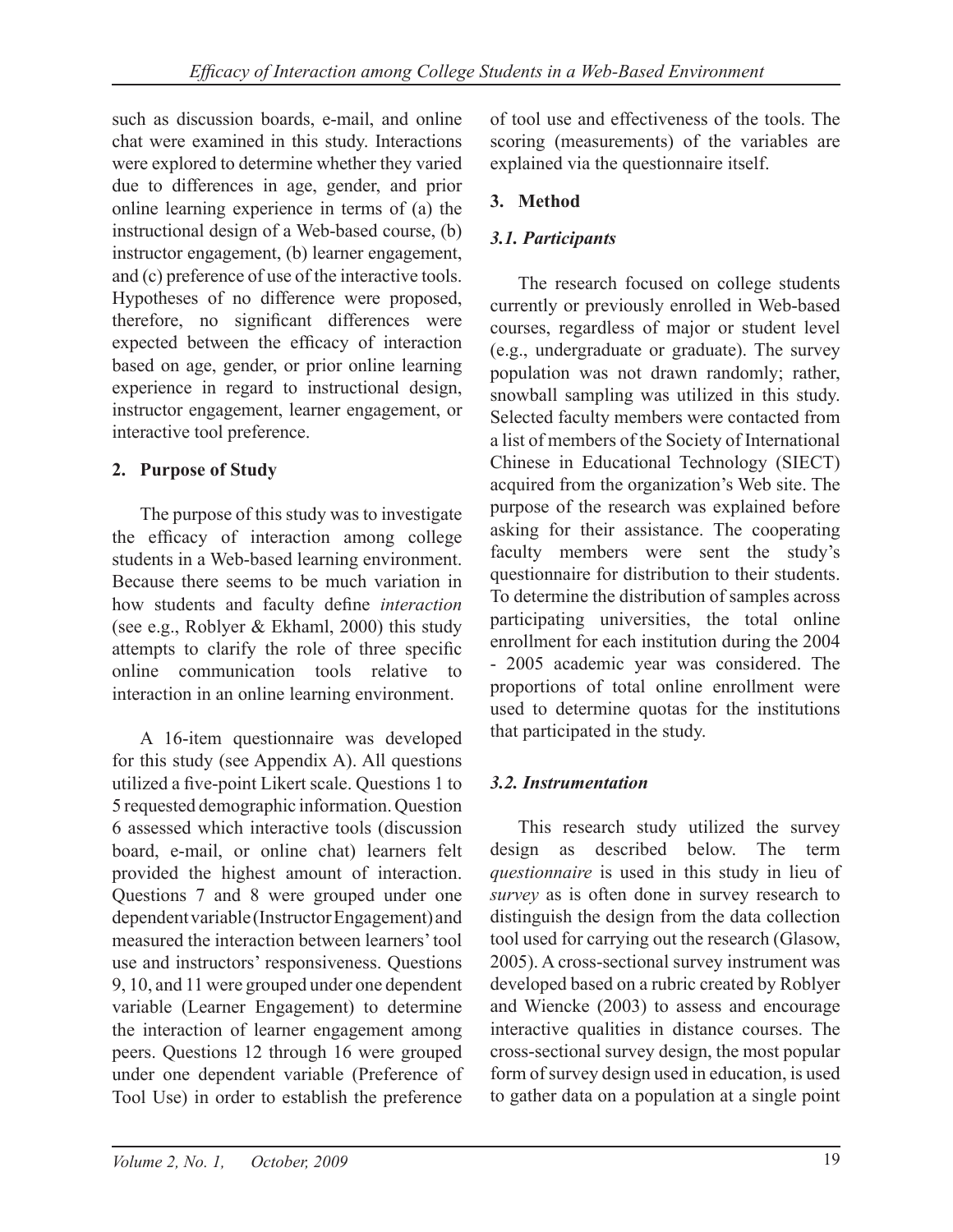such as discussion boards, e-mail, and online chat were examined in this study. Interactions were explored to determine whether they varied due to differences in age, gender, and prior online learning experience in terms of (a) the instructional design of a Web-based course, (b) instructor engagement, (b) learner engagement, and (c) preference of use of the interactive tools. Hypotheses of no difference were proposed, therefore, no significant differences were expected between the efficacy of interaction based on age, gender, or prior online learning experience in regard to instructional design, instructor engagement, learner engagement, or interactive tool preference.

## 2. Purpose of Study

The purpose of this study was to investigate the efficacy of interaction among college students in a Web-based learning environment. Because there seems to be much variation in how students and faculty define *interaction* (see e.g., Roblyer & Ekhaml, 2000) this study attempts to clarify the role of three specific online communication tools relative to interaction in an online learning environment.

A 16-item questionnaire was developed for this study (see Appendix A). All questions utilized a five-point Likert scale. Questions 1 to 5 requested demographic information. Question 6 assessed which interactive tools (discussion board, e-mail, or online chat) learners felt provided the highest amount of interaction. Questions 7 and 8 were grouped under one dependent variable (Instructor Engagement) and measured the interaction between learners' tool use and instructors' responsiveness. Questions 9, 10, and 11 were grouped under one dependent variable (Learner Engagement) to determine the interaction of learner engagement among peers. Questions 12 through 16 were grouped under one dependent variable (Preference of Tool Use) in order to establish the preference of tool use and effectiveness of the tools. The scoring (measurements) of the variables are explained via the questionnaire itself.

## 3. Method

### *3.1. Participants*

The research focused on college students currently or previously enrolled in Web-based courses, regardless of major or student level (e.g., undergraduate or graduate). The survey population was not drawn randomly; rather, snowball sampling was utilized in this study. Selected faculty members were contacted from a list of members of the Society of International Chinese in Educational Technology (SIECT) acquired from the organization's Web site. The purpose of the research was explained before asking for their assistance. The cooperating faculty members were sent the study's questionnaire for distribution to their students. To determine the distribution of samples across participating universities, the total online enrollment for each institution during the 2004 - 2005 academic year was considered. The proportions of total online enrollment were used to determine quotas for the institutions that participated in the study.

### *3.2. Instrumentation*

This research study utilized the survey design as described below. The term *questionnaire* is used in this study in lieu of *survey* as is often done in survey research to distinguish the design from the data collection tool used for carrying out the research (Glasow, 2005). A cross-sectional survey instrument was developed based on a rubric created by Roblyer and Wiencke (2003) to assess and encourage interactive qualities in distance courses. The cross-sectional survey design, the most popular form of survey design used in education, is used to gather data on a population at a single point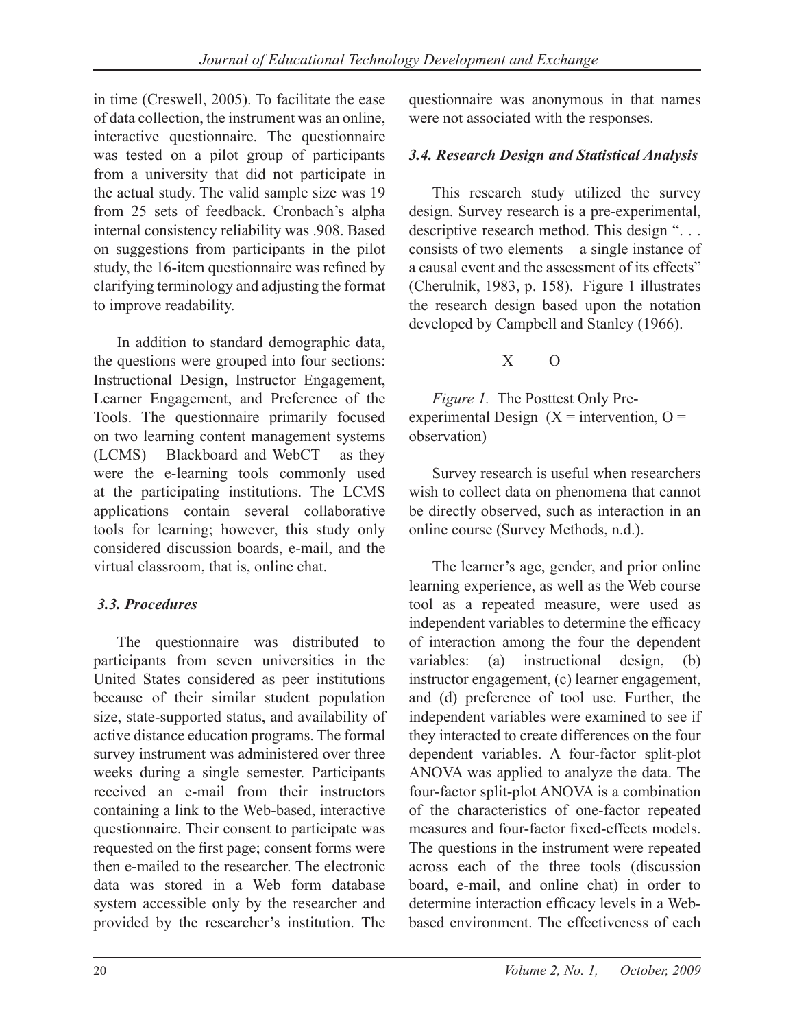in time (Creswell, 2005). To facilitate the ease of data collection, the instrument was an online, interactive questionnaire. The questionnaire was tested on a pilot group of participants from a university that did not participate in the actual study. The valid sample size was 19 from 25 sets of feedback. Cronbach's alpha internal consistency reliability was .908. Based on suggestions from participants in the pilot study, the 16-item questionnaire was refined by clarifying terminology and adjusting the format to improve readability.

In addition to standard demographic data, the questions were grouped into four sections: Instructional Design, Instructor Engagement, Learner Engagement, and Preference of the Tools. The questionnaire primarily focused on two learning content management systems (LCMS) – Blackboard and WebCT – as they were the e-learning tools commonly used at the participating institutions. The LCMS applications contain several collaborative tools for learning; however, this study only considered discussion boards, e-mail, and the virtual classroom, that is, online chat.

### 3.3. Procedures

The questionnaire was distributed to participants from seven universities in the United States considered as peer institutions because of their similar student population size, state-supported status, and availability of active distance education programs. The formal survey instrument was administered over three weeks during a single semester. Participants received an e-mail from their instructors containing a link to the Web-based, interactive questionnaire. Their consent to participate was requested on the first page; consent forms were then e-mailed to the researcher. The electronic data was stored in a Web form database system accessible only by the researcher and provided by the researcher's institution. The questionnaire was anonymous in that names were not associated with the responses.

### 3.4. Research Design and Statistical Analysis

This research study utilized the survey design. Survey research is a pre-experimental, descriptive research method. This design ". . . consists of two elements – a single instance of a causal event and the assessment of its effects" (Cherulnik, 1983, p. 158). Figure 1 illustrates the research design based upon the notation developed by Campbell and Stanley (1966).

X O

*Figure 1.* The Posttest Only Pre-experimental Design (X = intervention, O = observation)

Survey research is useful when researchers wish to collect data on phenomena that cannot be directly observed, such as interaction in an online course (Survey Methods, n.d.).

The learner's age, gender, and prior online learning experience, as well as the Web course tool as a repeated measure, were used as independent variables to determine the efficacy of interaction among the four the dependent variables: (a) instructional design, (b) instructor engagement, (c) learner engagement, and (d) preference of tool use. Further, the independent variables were examined to see if they interacted to create differences on the four dependent variables. A four-factor split-plot ANOVA was applied to analyze the data. The four-factor split-plot ANOVA is a combination of the characteristics of one-factor repeated measures and four-factor fixed-effects models. The questions in the instrument were repeated across each of the three tools (discussion board, e-mail, and online chat) in order to determine interaction efficacy levels in a Web-based environment. The effectiveness of each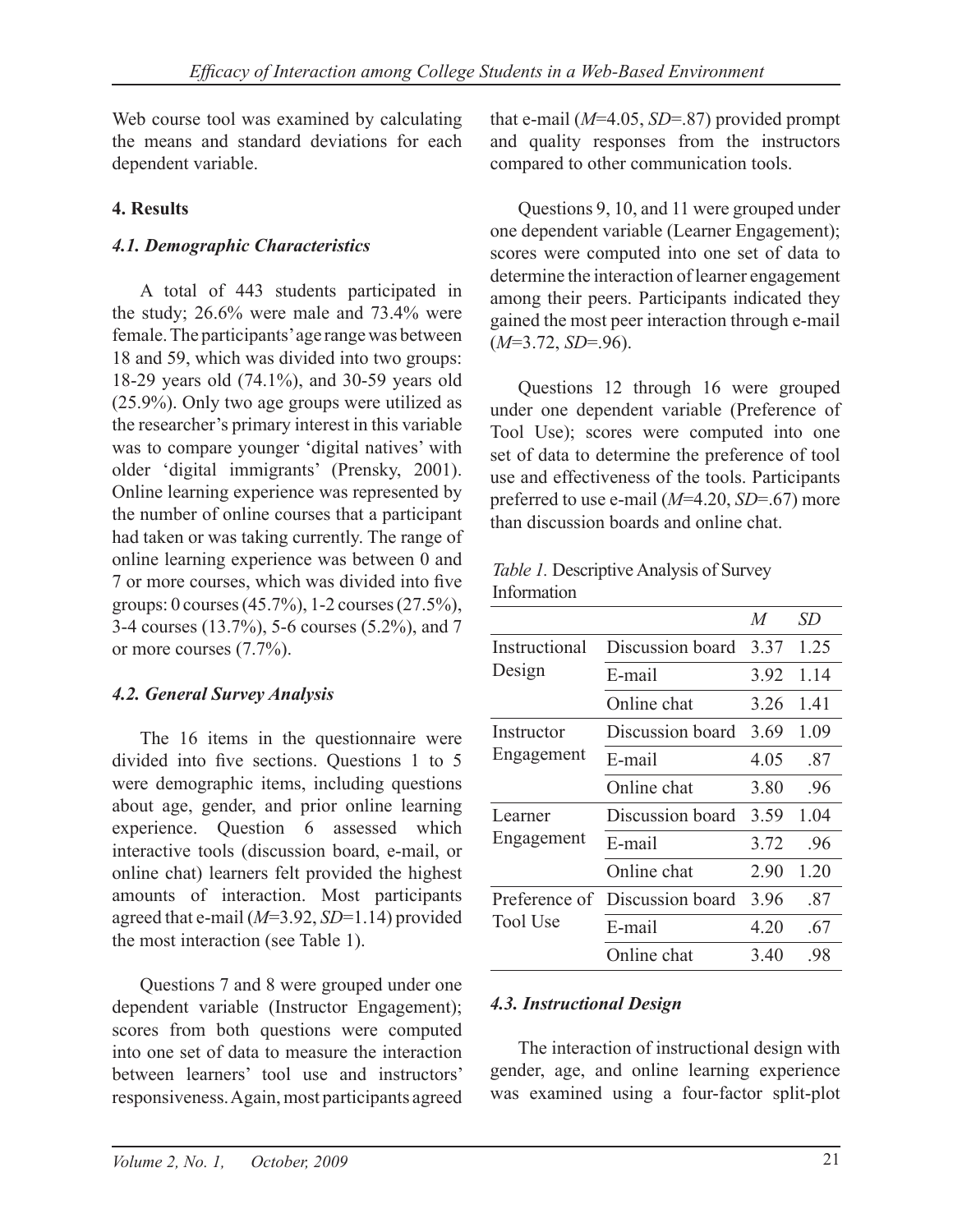Web course tool was examined by calculating the means and standard deviations for each dependent variable.

## 4. Results

### *4.1. Demographic Characteristics*

A total of 443 students participated in the study; 26.6% were male and 73.4% were female. The participants' age range was between 18 and 59, which was divided into two groups: 18-29 years old (74.1%), and 30-59 years old (25.9%). Only two age groups were utilized as the researcher's primary interest in this variable was to compare younger 'digital natives' with older 'digital immigrants' (Prensky, 2001). Online learning experience was represented by the number of online courses that a participant had taken or was taking currently. The range of online learning experience was between 0 and 7 or more courses, which was divided into five groups: 0 courses (45.7%), 1-2 courses (27.5%), 3-4 courses (13.7%), 5-6 courses (5.2%), and 7 or more courses (7.7%).

### *4.2. General Survey Analysis*

The 16 items in the questionnaire were divided into five sections. Questions 1 to 5 were demographic items, including questions about age, gender, and prior online learning experience. Question 6 assessed which interactive tools (discussion board, e-mail, or online chat) learners felt provided the highest amounts of interaction. Most participants agreed that e-mail ($M$=3.92, $SD$=1.14) provided the most interaction (see Table 1).

Questions 7 and 8 were grouped under one dependent variable (Instructor Engagement); scores from both questions were computed into one set of data to measure the interaction between learners' tool use and instructors' responsiveness. Again, most participants agreed that e-mail ($M$=4.05, $SD$=.87) provided prompt and quality responses from the instructors compared to other communication tools.

Questions 9, 10, and 11 were grouped under one dependent variable (Learner Engagement); scores were computed into one set of data to determine the interaction of learner engagement among their peers. Participants indicated they gained the most peer interaction through e-mail ($M$=3.72, $SD$=.96).

Questions 12 through 16 were grouped under one dependent variable (Preference of Tool Use); scores were computed into one set of data to determine the preference of tool use and effectiveness of the tools. Participants preferred to use e-mail ($M$=4.20, $SD$=.67) more than discussion boards and online chat.

*Table 1.* Descriptive Analysis of Survey Information

| | | $M$ | $SD$ |
|---|---|---|---|
| Instructional Design | Discussion board | 3.37 | 1.25 |
| | E-mail | 3.92 | 1.14 |
| | Online chat | 3.26 | 1.41 |
| Instructor Engagement | Discussion board | 3.69 | 1.09 |
| | E-mail | 4.05 | .87 |
| | Online chat | 3.80 | .96 |
| Learner Engagement | Discussion board | 3.59 | 1.04 |
| | E-mail | 3.72 | .96 |
| | Online chat | 2.90 | 1.20 |
| Preference of Tool Use | Discussion board | 3.96 | .87 |
| | E-mail | 4.20 | .67 |
| | Online chat | 3.40 | .98 |

### *4.3. Instructional Design*

The interaction of instructional design with gender, age, and online learning experience was examined using a four-factor split-plot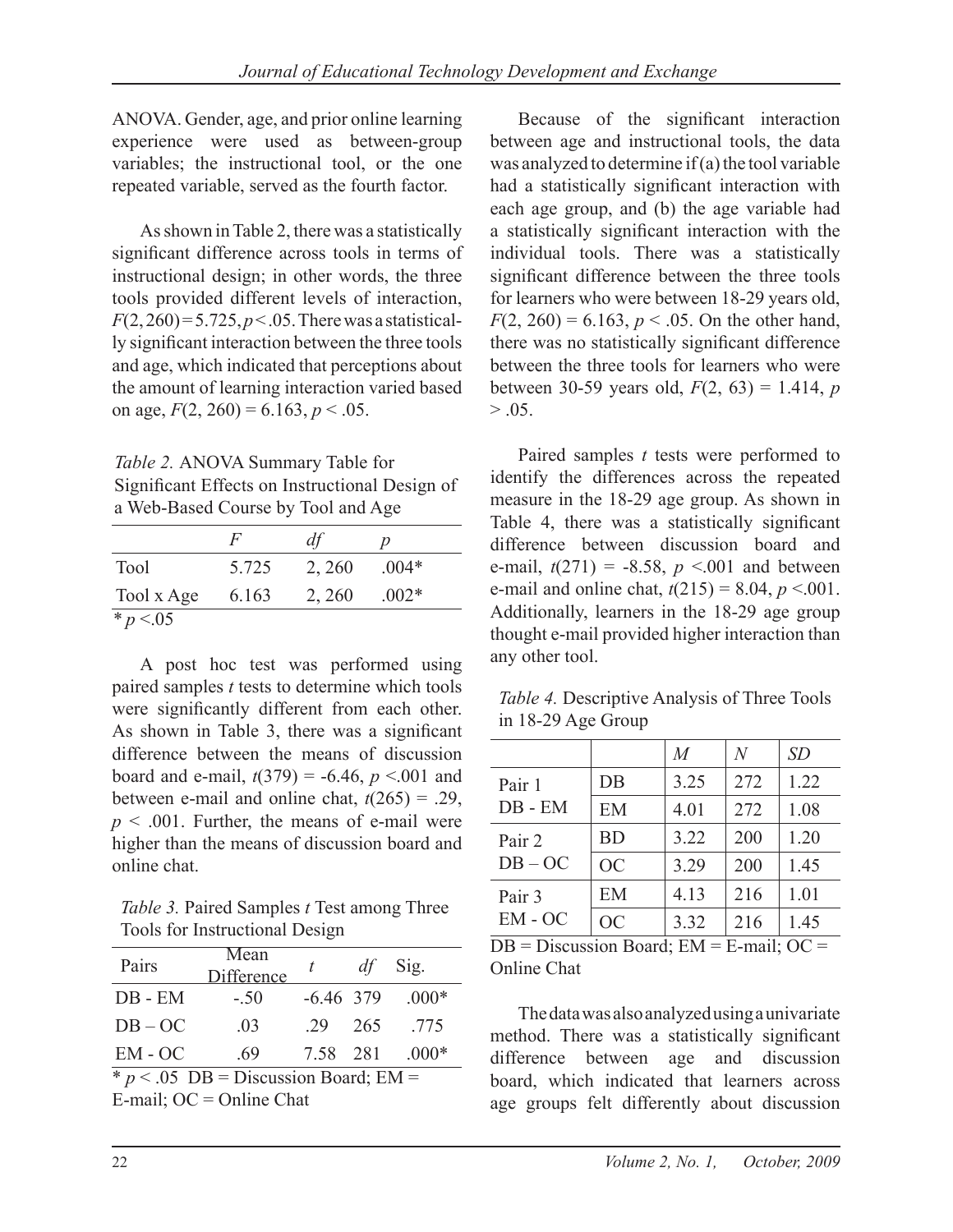ANOVA. Gender, age, and prior online learning experience were used as between-group variables; the instructional tool, or the one repeated variable, served as the fourth factor.

As shown in Table 2, there was a statistically significant difference across tools in terms of instructional design; in other words, the three tools provided different levels of interaction, $F(2, 260) = 5.725, p < .05$. There was a statistically significant interaction between the three tools and age, which indicated that perceptions about the amount of learning interaction varied based on age, $F(2, 260) = 6.163, p < .05$.

*Table 2.* ANOVA Summary Table for Significant Effects on Instructional Design of a Web-Based Course by Tool and Age

| | $F$ | $df$ | $p$ |
|---|---|---|---|
| Tool | 5.725 | 2, 260 | .004* |
| Tool x Age | 6.163 | 2, 260 | .002* |

\* $p < .05$

A post hoc test was performed using paired samples $t$ tests to determine which tools were significantly different from each other. As shown in Table 3, there was a significant difference between the means of discussion board and e-mail, $t(379) = -6.46, p < .001$ and between e-mail and online chat, $t(265) = .29$, $p < .001$. Further, the means of e-mail were higher than the means of discussion board and online chat.

*Table 3.* Paired Samples $t$ Test among Three Tools for Instructional Design

| Pairs | Mean Difference | $t$ | $df$ | Sig. |
|---|---|---|---|---|
| DB - EM | -.50 | -6.46 | 379 | .000* |
| DB – OC | .03 | .29 | 265 | .775 |
| EM - OC | .69 | 7.58 | 281 | .000* |

\* $p < .05$ DB = Discussion Board; EM = E-mail; OC = Online Chat

Because of the significant interaction between age and instructional tools, the data was analyzed to determine if (a) the tool variable had a statistically significant interaction with each age group, and (b) the age variable had a statistically significant interaction with the individual tools. There was a statistically significant difference between the three tools for learners who were between 18-29 years old, $F(2, 260) = 6.163, p < .05$. On the other hand, there was no statistically significant difference between the three tools for learners who were between 30-59 years old, $F(2, 63) = 1.414, p > .05$.

Paired samples $t$ tests were performed to identify the differences across the repeated measure in the 18-29 age group. As shown in Table 4, there was a statistically significant difference between discussion board and e-mail, $t(271) = -8.58, p < .001$ and between e-mail and online chat, $t(215) = 8.04, p < .001$. Additionally, learners in the 18-29 age group thought e-mail provided higher interaction than any other tool.

*Table 4.* Descriptive Analysis of Three Tools in 18-29 Age Group

| | | $M$ | $N$ | $SD$ |
|---|---|---|---|---|
| Pair 1 DB - EM | DB | 3.25 | 272 | 1.22 |
| | EM | 4.01 | 272 | 1.08 |
| Pair 2 DB – OC | BD | 3.22 | 200 | 1.20 |
| | OC | 3.29 | 200 | 1.45 |
| Pair 3 EM - OC | EM | 4.13 | 216 | 1.01 |
| | OC | 3.32 | 216 | 1.45 |

DB = Discussion Board; EM = E-mail; OC = Online Chat

The data was also analyzed using a univariate method. There was a statistically significant difference between age and discussion board, which indicated that learners across age groups felt differently about discussion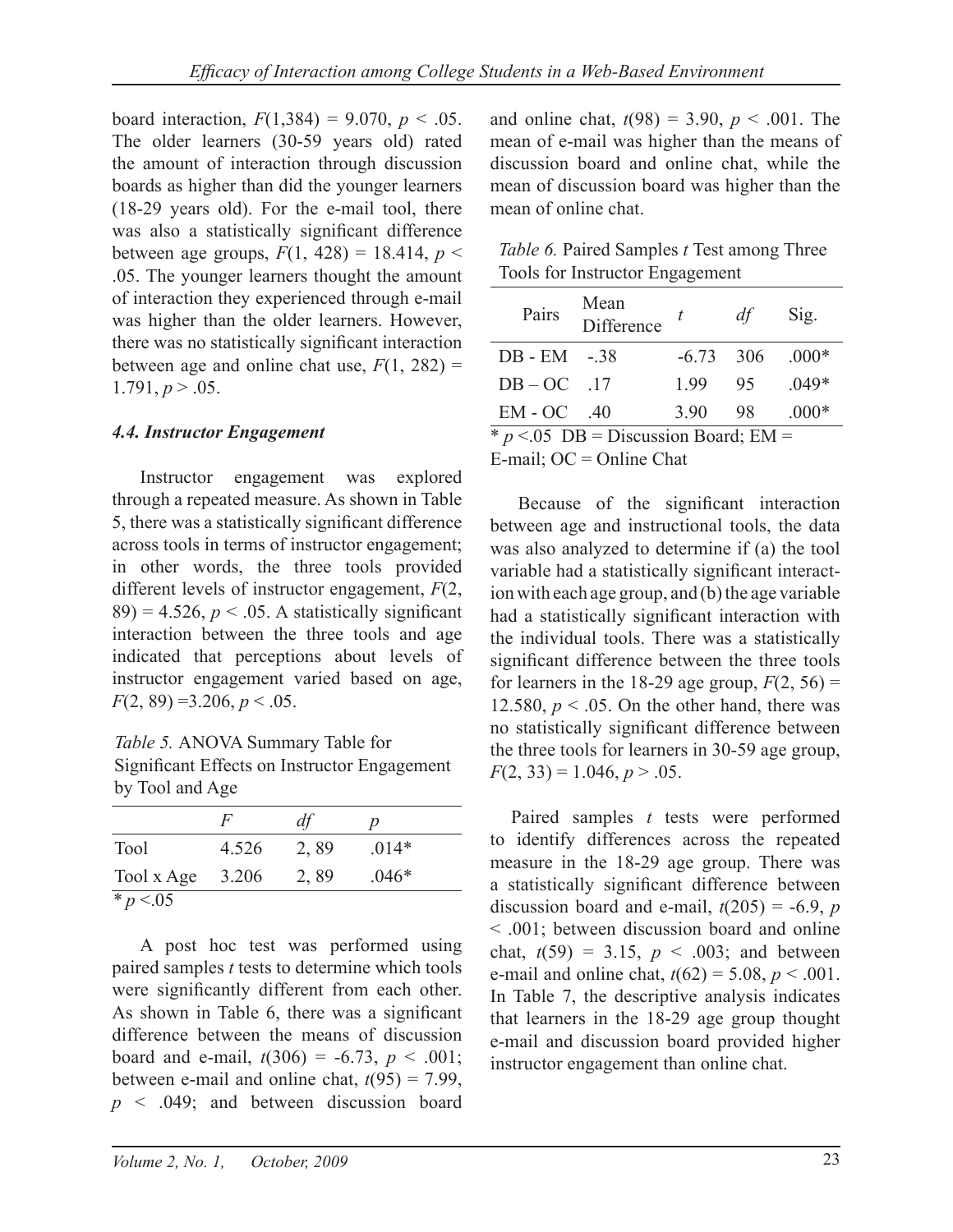board interaction, $F(1,384) = 9.070$, $p < .05$. The older learners (30-59 years old) rated the amount of interaction through discussion boards as higher than did the younger learners (18-29 years old). For the e-mail tool, there was also a statistically significant difference between age groups, $F(1, 428) = 18.414$, $p < .05$. The younger learners thought the amount of interaction they experienced through e-mail was higher than the older learners. However, there was no statistically significant interaction between age and online chat use, $F(1, 282) = 1.791$, $p > .05$.

### *4.4. Instructor Engagement*

Instructor engagement was explored through a repeated measure. As shown in Table 5, there was a statistically significant difference across tools in terms of instructor engagement; in other words, the three tools provided different levels of instructor engagement, $F(2, 89) = 4.526$, $p < .05$. A statistically significant interaction between the three tools and age indicated that perceptions about levels of instructor engagement varied based on age, $F(2, 89) = 3.206$, $p < .05$.

*Table 5.* ANOVA Summary Table for Significant Effects on Instructor Engagement by Tool and Age

| | $F$ | $df$ | $p$ |
|---|---|---|---|
| Tool | 4.526 | 2, 89 | .014* |
| Tool x Age | 3.206 | 2, 89 | .046* |

\* $p < .05$

A post hoc test was performed using paired samples $t$ tests to determine which tools were significantly different from each other. As shown in Table 6, there was a significant difference between the means of discussion board and e-mail, $t(306) = -6.73$, $p < .001$; between e-mail and online chat, $t(95) = 7.99$, $p < .049$; and between discussion board and online chat, $t(98) = 3.90$, $p < .001$. The mean of e-mail was higher than the means of discussion board and online chat, while the mean of discussion board was higher than the mean of online chat.

*Table 6.* Paired Samples $t$ Test among Three Tools for Instructor Engagement

| Pairs | Mean Difference | $t$ | $df$ | Sig. |
|---|---|---|---|---|
| DB - EM | -.38 | -6.73 | 306 | .000* |
| DB – OC | .17 | 1.99 | 95 | .049* |
| EM - OC | .40 | 3.90 | 98 | .000* |

\* $p < .05$ DB = Discussion Board; EM = E-mail; OC = Online Chat

Because of the significant interaction between age and instructional tools, the data was also analyzed to determine if (a) the tool variable had a statistically significant interaction with each age group, and (b) the age variable had a statistically significant interaction with the individual tools. There was a statistically significant difference between the three tools for learners in the 18-29 age group, $F(2, 56) = 12.580$, $p < .05$. On the other hand, there was no statistically significant difference between the three tools for learners in 30-59 age group, $F(2, 33) = 1.046$, $p > .05$.

Paired samples $t$ tests were performed to identify differences across the repeated measure in the 18-29 age group. There was a statistically significant difference between discussion board and e-mail, $t(205) = -6.9$, $p < .001$; between discussion board and online chat, $t(59) = 3.15$, $p < .003$; and between e-mail and online chat, $t(62) = 5.08$, $p < .001$. In Table 7, the descriptive analysis indicates that learners in the 18-29 age group thought e-mail and discussion board provided higher instructor engagement than online chat.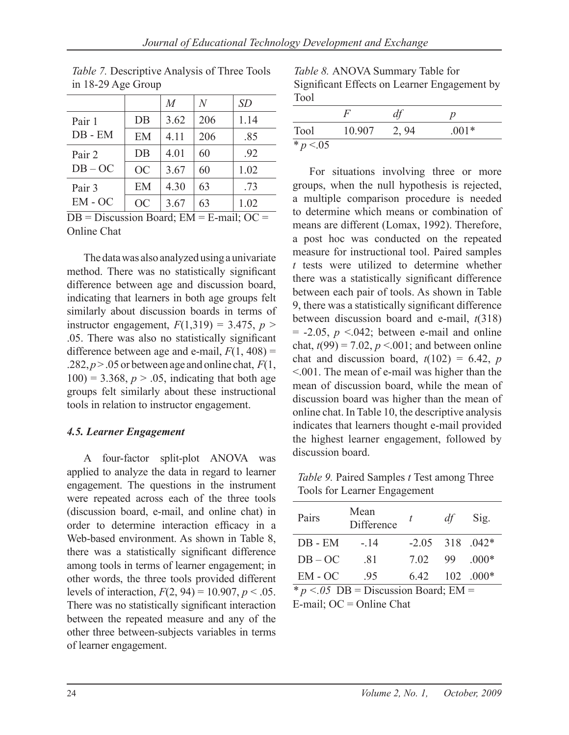*Table 7.* Descriptive Analysis of Three Tools in 18-29 Age Group

| | | *M* | *N* | *SD* |
|---|---|---|---|---|
| Pair 1 DB - EM | DB | 3.62 | 206 | 1.14 |
| | EM | 4.11 | 206 | .85 |
| Pair 2 DB – OC | DB | 4.01 | 60 | .92 |
| | OC | 3.67 | 60 | 1.02 |
| Pair 3 EM - OC | EM | 4.30 | 63 | .73 |
| | OC | 3.67 | 63 | 1.02 |

DB = Discussion Board; EM = E-mail; OC = Online Chat

The data was also analyzed using a univariate method. There was no statistically significant difference between age and discussion board, indicating that learners in both age groups felt similarly about discussion boards in terms of instructor engagement, $F(1,319) = 3.475$, $p > .05$. There was also no statistically significant difference between age and e-mail, $F(1, 408) = .282$, $p > .05$ or between age and online chat, $F(1, 100) = 3.368$, $p > .05$, indicating that both age groups felt similarly about these instructional tools in relation to instructor engagement.

### *4.5. Learner Engagement*

A four-factor split-plot ANOVA was applied to analyze the data in regard to learner engagement. The questions in the instrument were repeated across each of the three tools (discussion board, e-mail, and online chat) in order to determine interaction efficacy in a Web-based environment. As shown in Table 8, there was a statistically significant difference among tools in terms of learner engagement; in other words, the three tools provided different levels of interaction, $F(2, 94) = 10.907$, $p < .05$. There was no statistically significant interaction between the repeated measure and any of the other three between-subjects variables in terms of learner engagement.

*Table 8.* ANOVA Summary Table for Significant Effects on Learner Engagement by Tool

| | *F* | *df* | *p* |
|---|---|---|---|
| Tool | 10.907 | 2, 94 | .001* |

* $p < .05$

For situations involving three or more groups, when the null hypothesis is rejected, a multiple comparison procedure is needed to determine which means or combination of means are different (Lomax, 1992). Therefore, a post hoc was conducted on the repeated measure for instructional tool. Paired samples *t* tests were utilized to determine whether there was a statistically significant difference between each pair of tools. As shown in Table 9, there was a statistically significant difference between discussion board and e-mail, $t(318) = -2.05$, $p < .042$; between e-mail and online chat, $t(99) = 7.02$, $p < .001$; and between online chat and discussion board, $t(102) = 6.42$, $p < .001$. The mean of e-mail was higher than the mean of discussion board, while the mean of discussion board was higher than the mean of online chat. In Table 10, the descriptive analysis indicates that learners thought e-mail provided the highest learner engagement, followed by discussion board.

*Table 9.* Paired Samples *t* Test among Three Tools for Learner Engagement

| Pairs | Mean Difference | *t* | *df* | Sig. |
|---|---|---|---|---|
| DB - EM | -.14 | -2.05 | 318 | .042* |
| DB – OC | .81 | 7.02 | 99 | .000* |
| EM - OC | .95 | 6.42 | 102 | .000* |

* $p < .05$ DB = Discussion Board; EM = E-mail; OC = Online Chat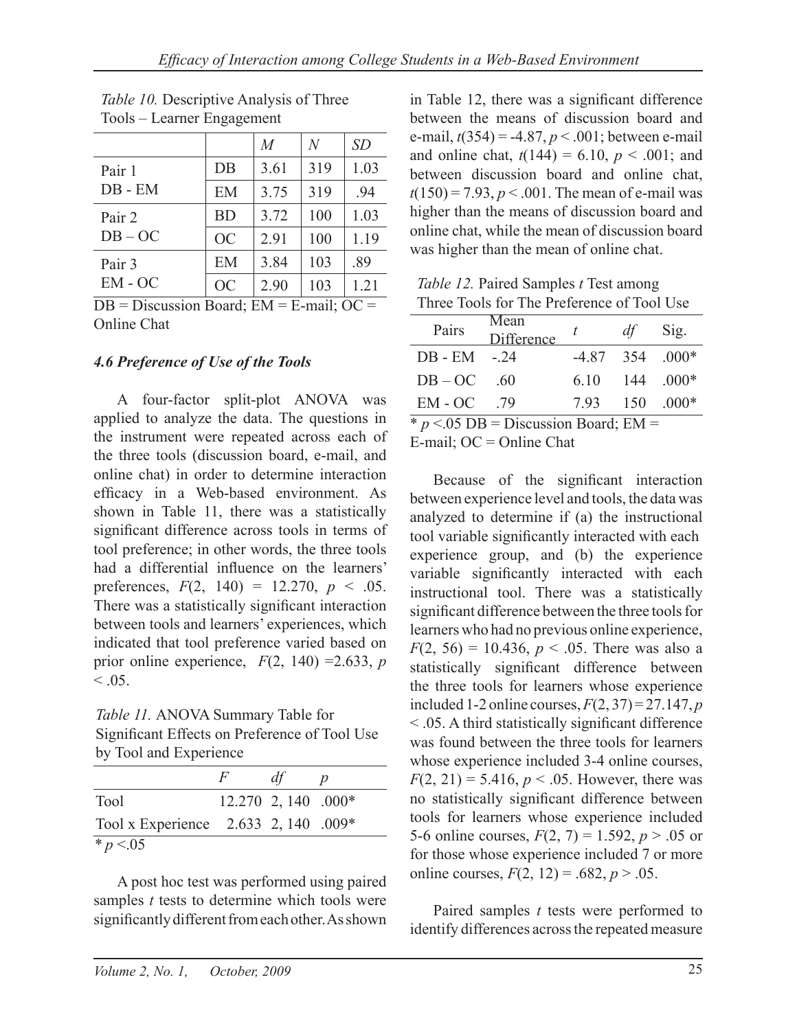*Table 10.* Descriptive Analysis of Three Tools – Learner Engagement

| | | *M* | *N* | *SD* |
|---|---|---|---|---|
| Pair 1 DB - EM | DB | 3.61 | 319 | 1.03 |
| | EM | 3.75 | 319 | .94 |
| Pair 2 DB – OC | BD | 3.72 | 100 | 1.03 |
| | OC | 2.91 | 100 | 1.19 |
| Pair 3 EM - OC | EM | 3.84 | 103 | .89 |
| | OC | 2.90 | 103 | 1.21 |

DB = Discussion Board; EM = E-mail; OC = Online Chat

### *4.6 Preference of Use of the Tools*

A four-factor split-plot ANOVA was applied to analyze the data. The questions in the instrument were repeated across each of the three tools (discussion board, e-mail, and online chat) in order to determine interaction efficacy in a Web-based environment. As shown in Table 11, there was a statistically significant difference across tools in terms of tool preference; in other words, the three tools had a differential influence on the learners' preferences, $F(2, 140) = 12.270$, $p < .05$. There was a statistically significant interaction between tools and learners' experiences, which indicated that tool preference varied based on prior online experience, $F(2, 140) = 2.633$, $p < .05$.

*Table 11.* ANOVA Summary Table for Significant Effects on Preference of Tool Use by Tool and Experience

| | *F* | *df* | *p* |
|---|---|---|---|
| Tool | 12.270 | 2, 140 | .000* |
| Tool x Experience | 2.633 | 2, 140 | .009* |

\* $p < .05$

A post hoc test was performed using paired samples *t* tests to determine which tools were significantly different from each other. As shown in Table 12, there was a significant difference between the means of discussion board and e-mail, $t(354) = -4.87$, $p < .001$; between e-mail and online chat, $t(144) = 6.10$, $p < .001$; and between discussion board and online chat, $t(150) = 7.93$, $p < .001$. The mean of e-mail was higher than the means of discussion board and online chat, while the mean of discussion board was higher than the mean of online chat.

*Table 12.* Paired Samples *t* Test among Three Tools for The Preference of Tool Use

| Pairs | Mean Difference | *t* | *df* | Sig. |
|---|---|---|---|---|
| DB - EM | -.24 | -4.87 | 354 | .000* |
| DB – OC | .60 | 6.10 | 144 | .000* |
| EM - OC | .79 | 7.93 | 150 | .000* |

\* $p < .05$ DB = Discussion Board; EM = E-mail; OC = Online Chat

Because of the significant interaction between experience level and tools, the data was analyzed to determine if (a) the instructional tool variable significantly interacted with each experience group, and (b) the experience variable significantly interacted with each instructional tool. There was a statistically significant difference between the three tools for learners who had no previous online experience, $F(2, 56) = 10.436$, $p < .05$. There was also a statistically significant difference between the three tools for learners whose experience included 1-2 online courses, $F(2, 37) = 27.147$, $p < .05$. A third statistically significant difference was found between the three tools for learners whose experience included 3-4 online courses, $F(2, 21) = 5.416$, $p < .05$. However, there was no statistically significant difference between tools for learners whose experience included 5-6 online courses, $F(2, 7) = 1.592$, $p > .05$ or for those whose experience included 7 or more online courses, $F(2, 12) = .682$, $p > .05$.

Paired samples *t* tests were performed to identify differences across the repeated measure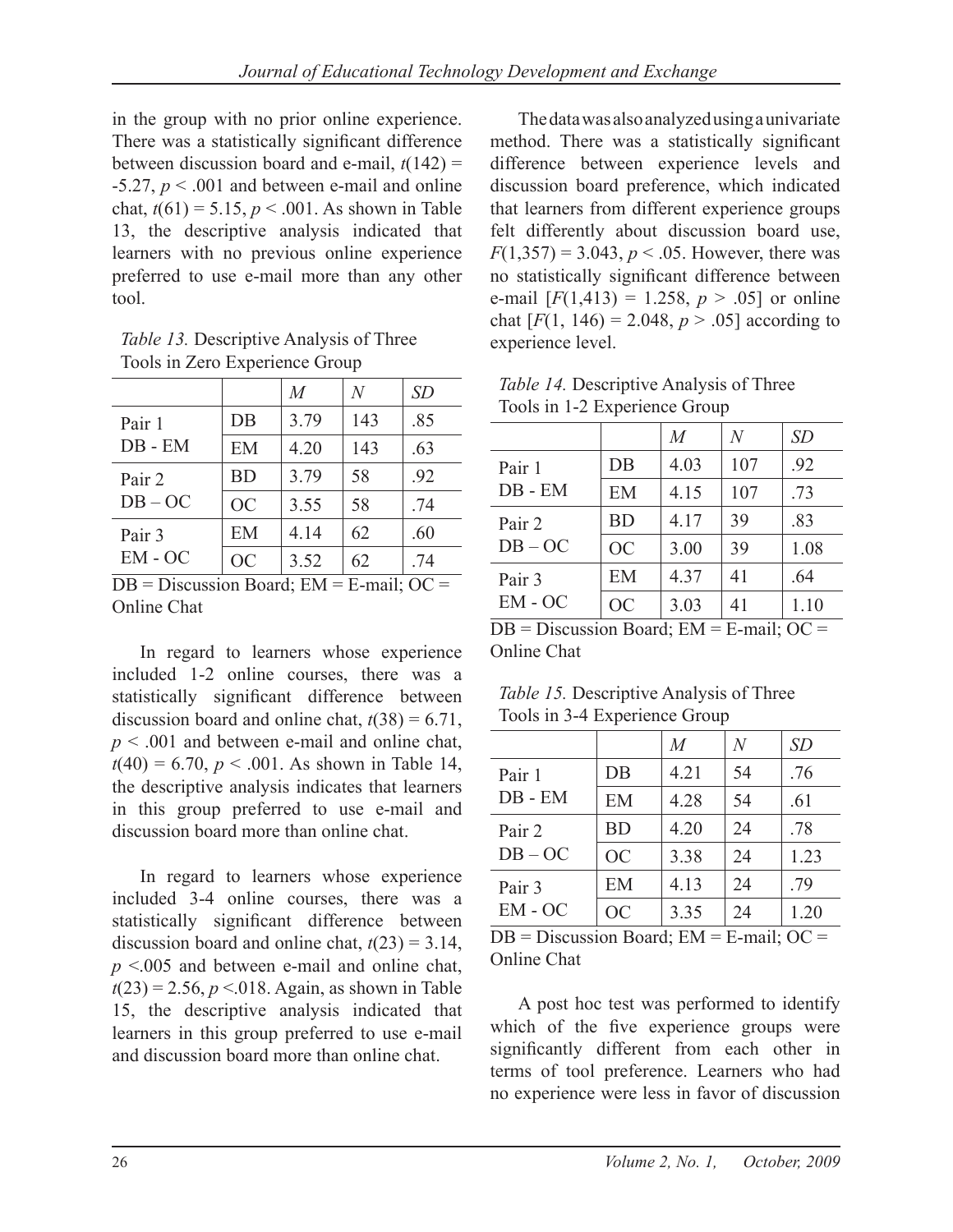in the group with no prior online experience. There was a statistically significant difference between discussion board and e-mail, $t(142) = -5.27$, $p < .001$ and between e-mail and online chat, $t(61) = 5.15$, $p < .001$. As shown in Table 13, the descriptive analysis indicated that learners with no previous online experience preferred to use e-mail more than any other tool.

*Table 13.* Descriptive Analysis of Three Tools in Zero Experience Group

| | | *M* | *N* | *SD* |
|---|---|---|---|---|
| Pair 1 | DB | 3.79 | 143 | .85 |
| DB - EM | EM | 4.20 | 143 | .63 |
| Pair 2 | BD | 3.79 | 58 | .92 |
| DB – OC | OC | 3.55 | 58 | .74 |
| Pair 3 | EM | 4.14 | 62 | .60 |
| EM - OC | OC | 3.52 | 62 | .74 |

DB = Discussion Board; EM = E-mail; OC = Online Chat

In regard to learners whose experience included 1-2 online courses, there was a statistically significant difference between discussion board and online chat, $t(38) = 6.71$, $p < .001$ and between e-mail and online chat, $t(40) = 6.70$, $p < .001$. As shown in Table 14, the descriptive analysis indicates that learners in this group preferred to use e-mail and discussion board more than online chat.

In regard to learners whose experience included 3-4 online courses, there was a statistically significant difference between discussion board and online chat, $t(23) = 3.14$, $p < .005$ and between e-mail and online chat, $t(23) = 2.56$, $p < .018$. Again, as shown in Table 15, the descriptive analysis indicated that learners in this group preferred to use e-mail and discussion board more than online chat.

The data was also analyzed using a univariate method. There was a statistically significant difference between experience levels and discussion board preference, which indicated that learners from different experience groups felt differently about discussion board use, $F(1,357) = 3.043$, $p < .05$. However, there was no statistically significant difference between e-mail [$F(1,413) = 1.258$, $p > .05$] or online chat [$F(1, 146) = 2.048$, $p > .05$] according to experience level.

*Table 14.* Descriptive Analysis of Three Tools in 1-2 Experience Group

| | | *M* | *N* | *SD* |
|---|---|---|---|---|
| Pair 1 | DB | 4.03 | 107 | .92 |
| DB - EM | EM | 4.15 | 107 | .73 |
| Pair 2 | BD | 4.17 | 39 | .83 |
| DB – OC | OC | 3.00 | 39 | 1.08 |
| Pair 3 | EM | 4.37 | 41 | .64 |
| EM - OC | OC | 3.03 | 41 | 1.10 |

DB = Discussion Board; EM = E-mail; OC = Online Chat

*Table 15.* Descriptive Analysis of Three Tools in 3-4 Experience Group

| | | *M* | *N* | *SD* |
|---|---|---|---|---|
| Pair 1 | DB | 4.21 | 54 | .76 |
| DB - EM | EM | 4.28 | 54 | .61 |
| Pair 2 | BD | 4.20 | 24 | .78 |
| DB – OC | OC | 3.38 | 24 | 1.23 |
| Pair 3 | EM | 4.13 | 24 | .79 |
| EM - OC | OC | 3.35 | 24 | 1.20 |

DB = Discussion Board; EM = E-mail; OC = Online Chat

A post hoc test was performed to identify which of the five experience groups were significantly different from each other in terms of tool preference. Learners who had no experience were less in favor of discussion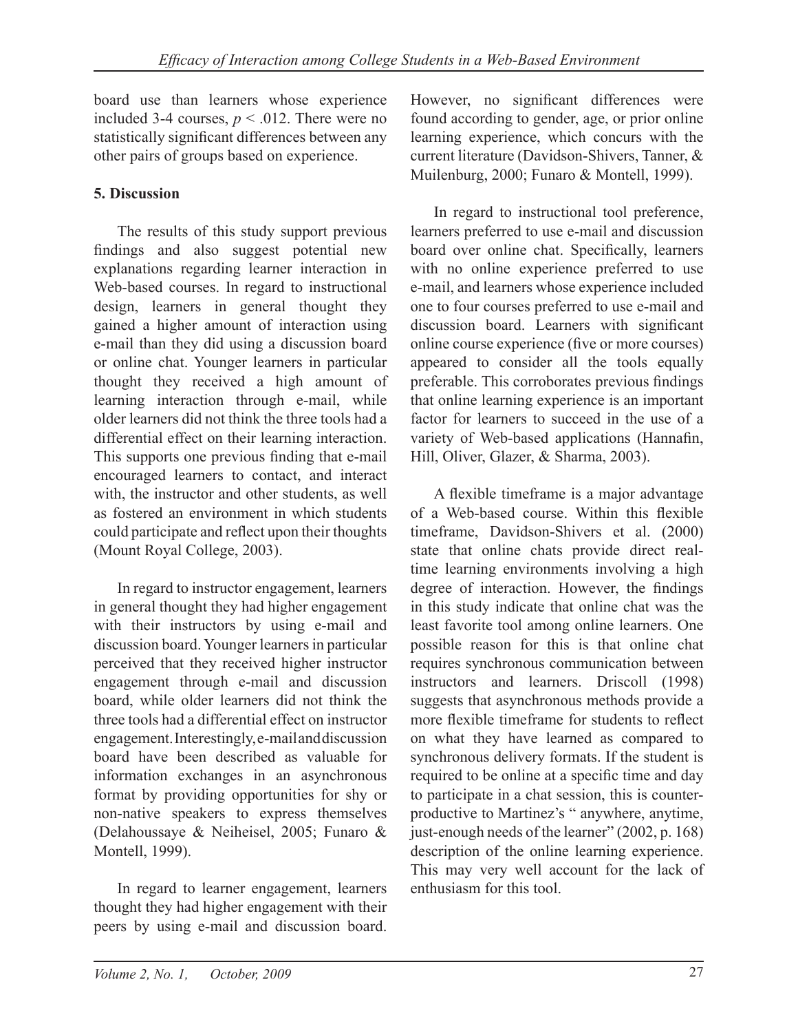board use than learners whose experience included 3-4 courses, $p < .012$. There were no statistically significant differences between any other pairs of groups based on experience.

## 5. Discussion

The results of this study support previous findings and also suggest potential new explanations regarding learner interaction in Web-based courses. In regard to instructional design, learners in general thought they gained a higher amount of interaction using e-mail than they did using a discussion board or online chat. Younger learners in particular thought they received a high amount of learning interaction through e-mail, while older learners did not think the three tools had a differential effect on their learning interaction. This supports one previous finding that e-mail encouraged learners to contact, and interact with, the instructor and other students, as well as fostered an environment in which students could participate and reflect upon their thoughts (Mount Royal College, 2003).

In regard to instructor engagement, learners in general thought they had higher engagement with their instructors by using e-mail and discussion board. Younger learners in particular perceived that they received higher instructor engagement through e-mail and discussion board, while older learners did not think the three tools had a differential effect on instructor engagement. Interestingly, e-mail and discussion board have been described as valuable for information exchanges in an asynchronous format by providing opportunities for shy or non-native speakers to express themselves (Delahoussaye & Neiheisel, 2005; Funaro & Montell, 1999).

In regard to learner engagement, learners thought they had higher engagement with their peers by using e-mail and discussion board. However, no significant differences were found according to gender, age, or prior online learning experience, which concurs with the current literature (Davidson-Shivers, Tanner, & Muilenburg, 2000; Funaro & Montell, 1999).

In regard to instructional tool preference, learners preferred to use e-mail and discussion board over online chat. Specifically, learners with no online experience preferred to use e-mail, and learners whose experience included one to four courses preferred to use e-mail and discussion board. Learners with significant online course experience (five or more courses) appeared to consider all the tools equally preferable. This corroborates previous findings that online learning experience is an important factor for learners to succeed in the use of a variety of Web-based applications (Hannafin, Hill, Oliver, Glazer, & Sharma, 2003).

A flexible timeframe is a major advantage of a Web-based course. Within this flexible timeframe, Davidson-Shivers et al. (2000) state that online chats provide direct real-time learning environments involving a high degree of interaction. However, the findings in this study indicate that online chat was the least favorite tool among online learners. One possible reason for this is that online chat requires synchronous communication between instructors and learners. Driscoll (1998) suggests that asynchronous methods provide a more flexible timeframe for students to reflect on what they have learned as compared to synchronous delivery formats. If the student is required to be online at a specific time and day to participate in a chat session, this is counter-productive to Martinez's " anywhere, anytime, just-enough needs of the learner" (2002, p. 168) description of the online learning experience. This may very well account for the lack of enthusiasm for this tool.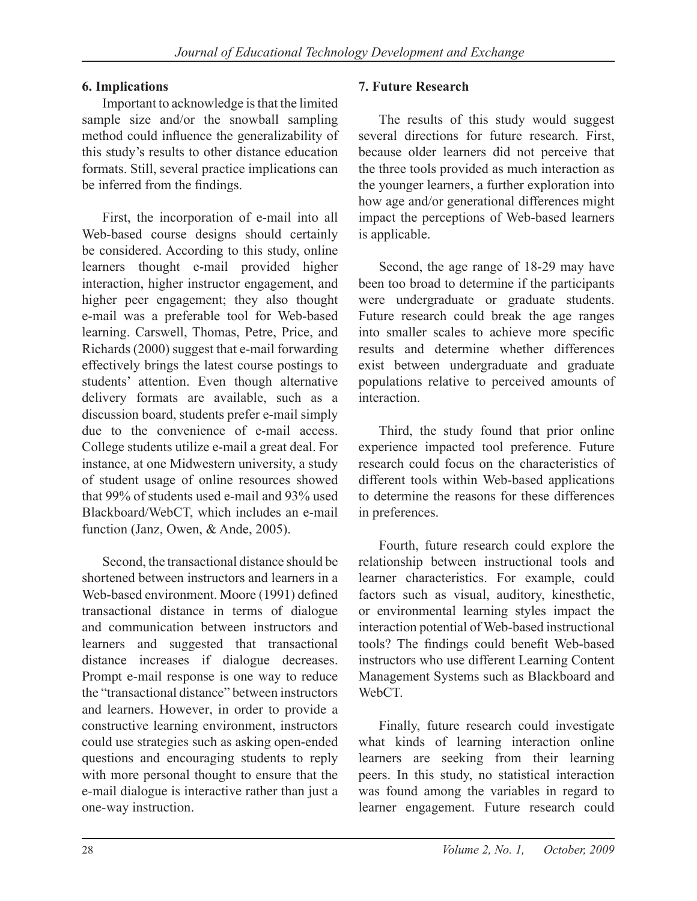## 6. Implications

Important to acknowledge is that the limited sample size and/or the snowball sampling method could influence the generalizability of this study's results to other distance education formats. Still, several practice implications can be inferred from the findings.

First, the incorporation of e-mail into all Web-based course designs should certainly be considered. According to this study, online learners thought e-mail provided higher interaction, higher instructor engagement, and higher peer engagement; they also thought e-mail was a preferable tool for Web-based learning. Carswell, Thomas, Petre, Price, and Richards (2000) suggest that e-mail forwarding effectively brings the latest course postings to students' attention. Even though alternative delivery formats are available, such as a discussion board, students prefer e-mail simply due to the convenience of e-mail access. College students utilize e-mail a great deal. For instance, at one Midwestern university, a study of student usage of online resources showed that 99% of students used e-mail and 93% used Blackboard/WebCT, which includes an e-mail function (Janz, Owen, & Ande, 2005).

Second, the transactional distance should be shortened between instructors and learners in a Web-based environment. Moore (1991) defined transactional distance in terms of dialogue and communication between instructors and learners and suggested that transactional distance increases if dialogue decreases. Prompt e-mail response is one way to reduce the "transactional distance" between instructors and learners. However, in order to provide a constructive learning environment, instructors could use strategies such as asking open-ended questions and encouraging students to reply with more personal thought to ensure that the e-mail dialogue is interactive rather than just a one-way instruction.

## 7. Future Research

The results of this study would suggest several directions for future research. First, because older learners did not perceive that the three tools provided as much interaction as the younger learners, a further exploration into how age and/or generational differences might impact the perceptions of Web-based learners is applicable.

Second, the age range of 18-29 may have been too broad to determine if the participants were undergraduate or graduate students. Future research could break the age ranges into smaller scales to achieve more specific results and determine whether differences exist between undergraduate and graduate populations relative to perceived amounts of interaction.

Third, the study found that prior online experience impacted tool preference. Future research could focus on the characteristics of different tools within Web-based applications to determine the reasons for these differences in preferences.

Fourth, future research could explore the relationship between instructional tools and learner characteristics. For example, could factors such as visual, auditory, kinesthetic, or environmental learning styles impact the interaction potential of Web-based instructional tools? The findings could benefit Web-based instructors who use different Learning Content Management Systems such as Blackboard and WebCT.

Finally, future research could investigate what kinds of learning interaction online learners are seeking from their learning peers. In this study, no statistical interaction was found among the variables in regard to learner engagement. Future research could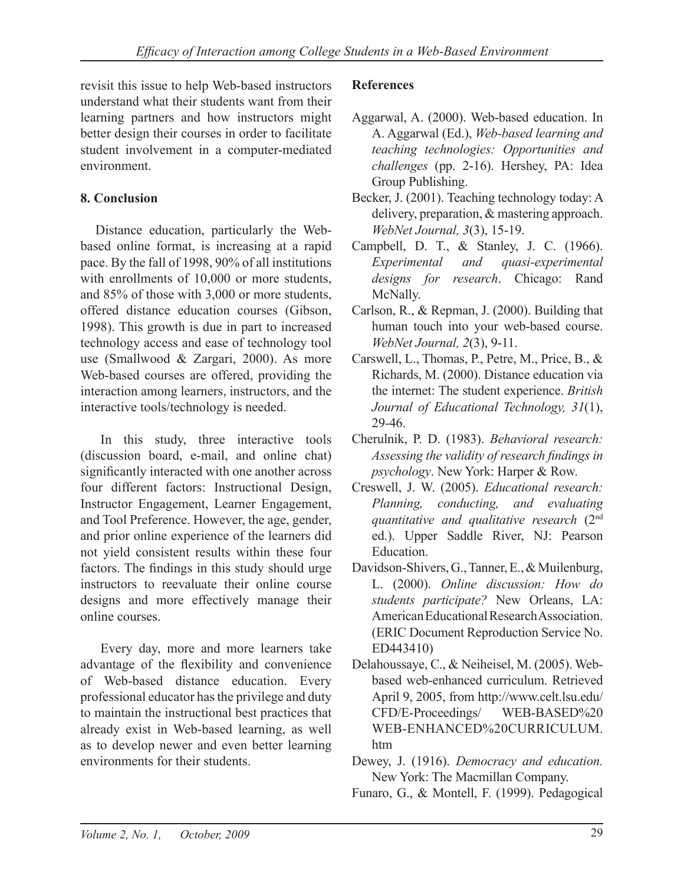revisit this issue to help Web-based instructors understand what their students want from their learning partners and how instructors might better design their courses in order to facilitate student involvement in a computer-mediated environment.

## 8. Conclusion

Distance education, particularly the Web-based online format, is increasing at a rapid pace. By the fall of 1998, 90% of all institutions with enrollments of 10,000 or more students, and 85% of those with 3,000 or more students, offered distance education courses (Gibson, 1998). This growth is due in part to increased technology access and ease of technology tool use (Smallwood & Zargari, 2000). As more Web-based courses are offered, providing the interaction among learners, instructors, and the interactive tools/technology is needed.

In this study, three interactive tools (discussion board, e-mail, and online chat) significantly interacted with one another across four different factors: Instructional Design, Instructor Engagement, Learner Engagement, and Tool Preference. However, the age, gender, and prior online experience of the learners did not yield consistent results within these four factors. The findings in this study should urge instructors to reevaluate their online course designs and more effectively manage their online courses.

Every day, more and more learners take advantage of the flexibility and convenience of Web-based distance education. Every professional educator has the privilege and duty to maintain the instructional best practices that already exist in Web-based learning, as well as to develop newer and even better learning environments for their students.

## References

Aggarwal, A. (2000). Web-based education. In A. Aggarwal (Ed.), *Web-based learning and teaching technologies: Opportunities and challenges* (pp. 2-16). Hershey, PA: Idea Group Publishing.

Becker, J. (2001). Teaching technology today: A delivery, preparation, & mastering approach. *WebNet Journal, 3*(3), 15-19.

Campbell, D. T., & Stanley, J. C. (1966). *Experimental and quasi-experimental designs for research*. Chicago: Rand McNally.

Carlson, R., & Repman, J. (2000). Building that human touch into your web-based course. *WebNet Journal, 2*(3), 9-11.

Carswell, L., Thomas, P., Petre, M., Price, B., & Richards, M. (2000). Distance education via the internet: The student experience. *British Journal of Educational Technology, 31*(1), 29-46.

Cherulnik, P. D. (1983). *Behavioral research: Assessing the validity of research findings in psychology*. New York: Harper & Row.

Creswell, J. W. (2005). *Educational research: Planning, conducting, and evaluating quantitative and qualitative research* (2nd ed.). Upper Saddle River, NJ: Pearson Education.

Davidson-Shivers, G., Tanner, E., & Muilenburg, L. (2000). *Online discussion: How do students participate?* New Orleans, LA: American Educational Research Association. (ERIC Document Reproduction Service No. ED443410)

Delahoussaye, C., & Neiheisel, M. (2005). Web-based web-enhanced curriculum. Retrieved April 9, 2005, from http://www.celt.lsu.edu/CFD/E-Proceedings/ WEB-BASED%20 WEB-ENHANCED%20CURRICULUM.htm

Dewey, J. (1916). *Democracy and education.* New York: The Macmillan Company.

Funaro, G., & Montell, F. (1999). Pedagogical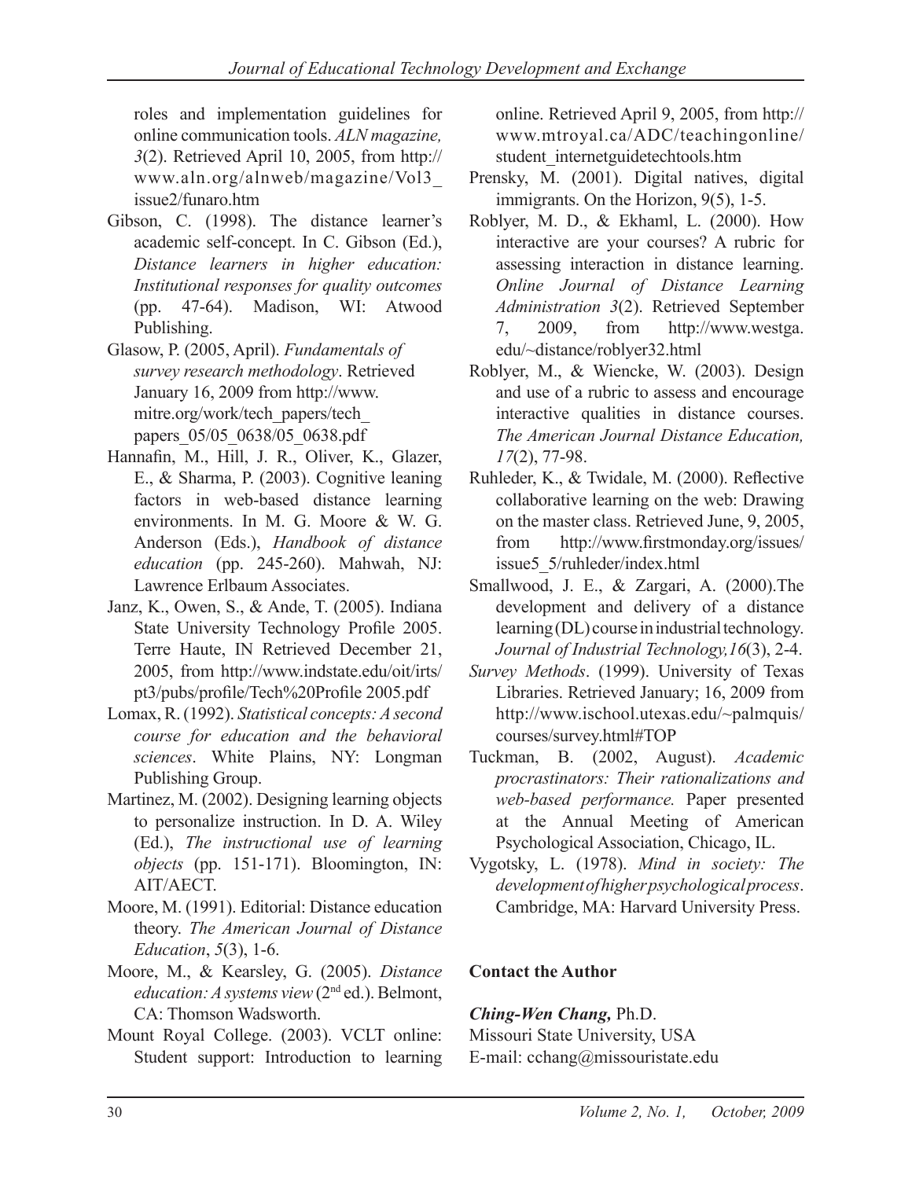roles and implementation guidelines for online communication tools. *ALN magazine, 3*(2). Retrieved April 10, 2005, from http://www.aln.org/alnweb/magazine/Vol3_issue2/funaro.htm

Gibson, C. (1998). The distance learner's academic self-concept. In C. Gibson (Ed.), *Distance learners in higher education: Institutional responses for quality outcomes* (pp. 47-64). Madison, WI: Atwood Publishing.

Glasow, P. (2005, April). *Fundamentals of survey research methodology*. Retrieved January 16, 2009 from http://www.mitre.org/work/tech_papers/tech_papers_05/05_0638/05_0638.pdf

Hannafin, M., Hill, J. R., Oliver, K., Glazer, E., & Sharma, P. (2003). Cognitive leaning factors in web-based distance learning environments. In M. G. Moore & W. G. Anderson (Eds.), *Handbook of distance education* (pp. 245-260). Mahwah, NJ: Lawrence Erlbaum Associates.

Janz, K., Owen, S., & Ande, T. (2005). Indiana State University Technology Profile 2005. Terre Haute, IN Retrieved December 21, 2005, from http://www.indstate.edu/oit/irts/pt3/pubs/profile/Tech%20Profile 2005.pdf

Lomax, R. (1992). *Statistical concepts: A second course for education and the behavioral sciences*. White Plains, NY: Longman Publishing Group.

Martinez, M. (2002). Designing learning objects to personalize instruction. In D. A. Wiley (Ed.), *The instructional use of learning objects* (pp. 151-171). Bloomington, IN: AIT/AECT.

Moore, M. (1991). Editorial: Distance education theory. *The American Journal of Distance Education*, *5*(3), 1-6.

Moore, M., & Kearsley, G. (2005). *Distance education: A systems view* (2nd ed.). Belmont, CA: Thomson Wadsworth.

Mount Royal College. (2003). VCLT online: Student support: Introduction to learning online. Retrieved April 9, 2005, from http://www.mtroyal.ca/ADC/teachingonline/student_internetguidetechtools.htm

Prensky, M. (2001). Digital natives, digital immigrants. On the Horizon, 9(5), 1-5.

Roblyer, M. D., & Ekhaml, L. (2000). How interactive are your courses? A rubric for assessing interaction in distance learning. *Online Journal of Distance Learning Administration 3*(2). Retrieved September 7, 2009, from http://www.westga.edu/~distance/roblyer32.html

Roblyer, M., & Wiencke, W. (2003). Design and use of a rubric to assess and encourage interactive qualities in distance courses. *The American Journal Distance Education, 17*(2), 77-98.

Ruhleder, K., & Twidale, M. (2000). Reflective collaborative learning on the web: Drawing on the master class. Retrieved June, 9, 2005, from http://www.firstmonday.org/issues/issue5_5/ruhleder/index.html

Smallwood, J. E., & Zargari, A. (2000).The development and delivery of a distance learning (DL) course in industrial technology. *Journal of Industrial Technology,16*(3), 2-4.

*Survey Methods*. (1999). University of Texas Libraries. Retrieved January; 16, 2009 from http://www.ischool.utexas.edu/~palmquis/courses/survey.html#TOP

Tuckman, B. (2002, August). *Academic procrastinators: Their rationalizations and web-based performance.* Paper presented at the Annual Meeting of American Psychological Association, Chicago, IL.

Vygotsky, L. (1978). *Mind in society: The development of higher psychological process*. Cambridge, MA: Harvard University Press.

## Contact the Author

***Ching-Wen Chang,*** Ph.D.
Missouri State University, USA
E-mail: cchang@missouristate.edu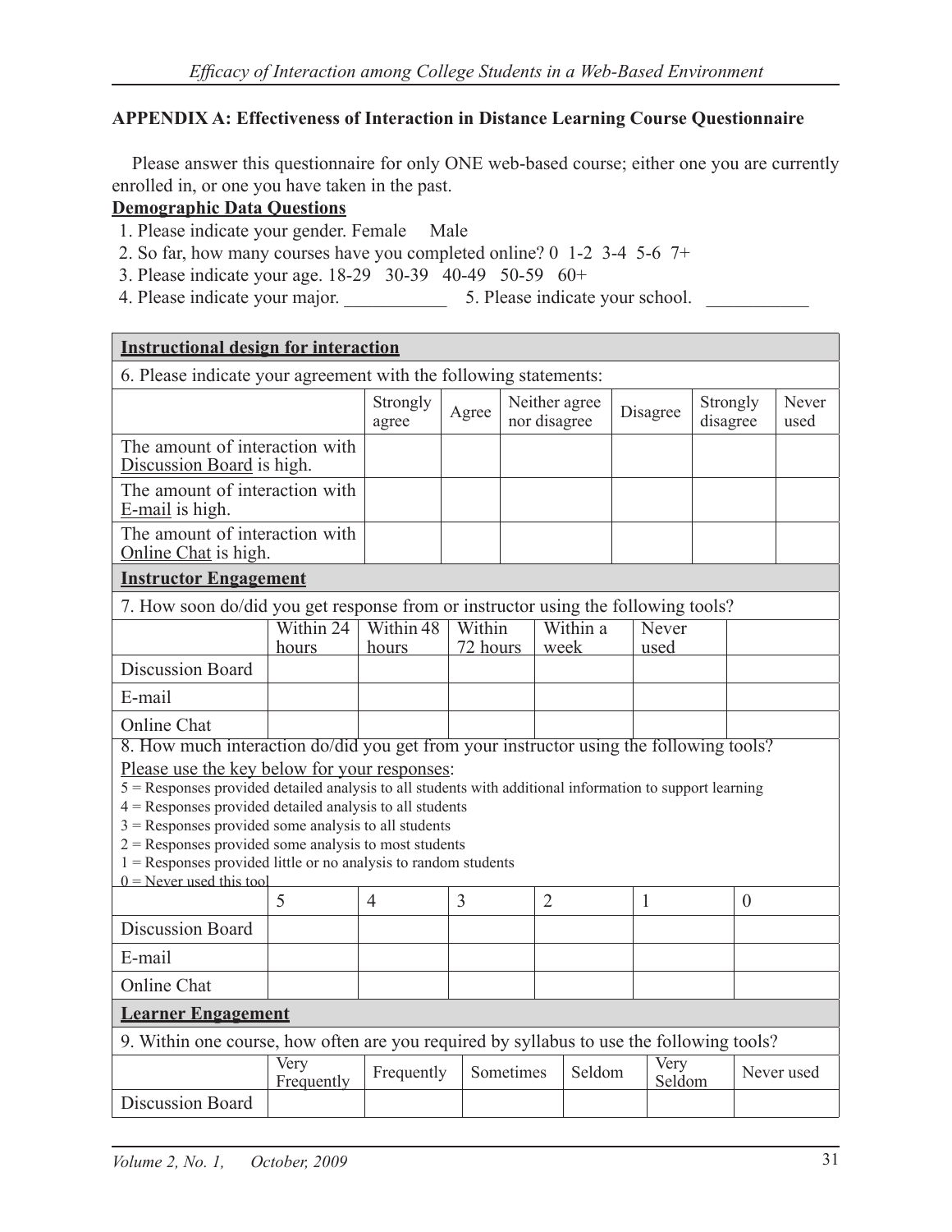## APPENDIX A: Effectiveness of Interaction in Distance Learning Course Questionnaire

Please answer this questionnaire for only ONE web-based course; either one you are currently enrolled in, or one you have taken in the past.

**Demographic Data Questions**

1. Please indicate your gender. Female Male
2. So far, how many courses have you completed online? 0 1-2 3-4 5-6 7+
3. Please indicate your age. 18-29 30-39 40-49 50-59 60+
4. Please indicate your major. ___________ 5. Please indicate your school. ___________

**Instructional design for interaction**

6. Please indicate your agreement with the following statements:

| | Strongly agree | Agree | Neither agree nor disagree | Disagree | Strongly disagree | Never used |
|---|---|---|---|---|---|---|
| The amount of interaction with Discussion Board is high. | | | | | | |
| The amount of interaction with E-mail is high. | | | | | | |
| The amount of interaction with Online Chat is high. | | | | | | |

**Instructor Engagement**

7. How soon do/did you get response from or instructor using the following tools?

| | Within 24 hours | Within 48 hours | Within 72 hours | Within a week | Never used | |
|---|---|---|---|---|---|---|
| Discussion Board | | | | | | |
| E-mail | | | | | | |
| Online Chat | | | | | | |

8. How much interaction do/did you get from your instructor using the following tools?

Please use the key below for your responses:

5 = Responses provided detailed analysis to all students with additional information to support learning
4 = Responses provided detailed analysis to all students
3 = Responses provided some analysis to all students
2 = Responses provided some analysis to most students
1 = Responses provided little or no analysis to random students
0 = Never used this tool

| | 5 | 4 | 3 | 2 | 1 | 0 |
|---|---|---|---|---|---|---|
| Discussion Board | | | | | | |
| E-mail | | | | | | |
| Online Chat | | | | | | |

**Learner Engagement**

9. Within one course, how often are you required by syllabus to use the following tools?

| | Very Frequently | Frequently | Sometimes | Seldom | Very Seldom | Never used |
|---|---|---|---|---|---|---|
| Discussion Board | | | | | | |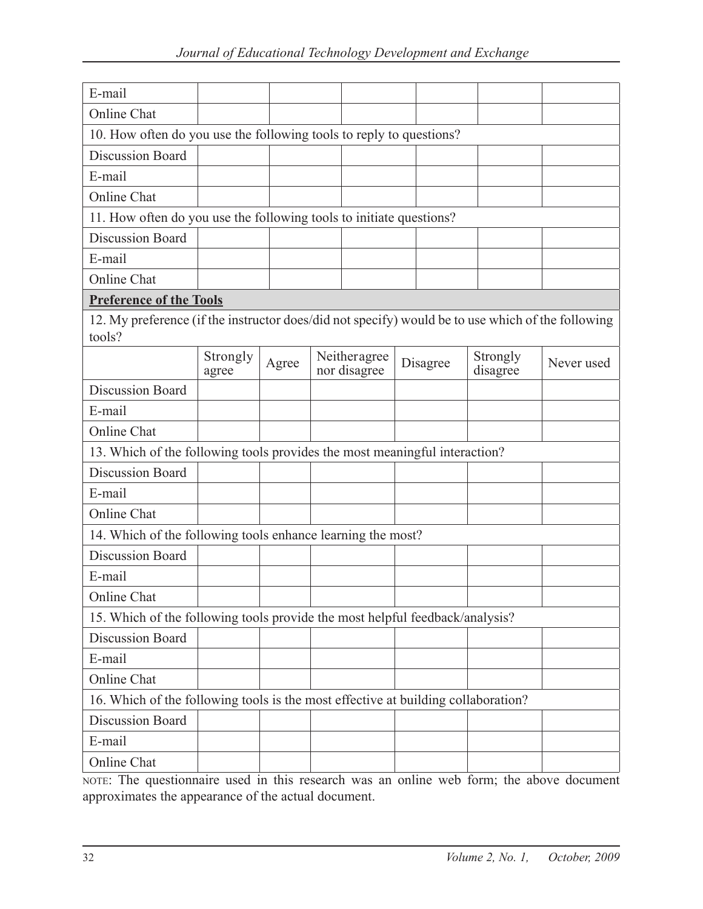| | | | | | | |
|---|---|---|---|---|---|---|
| E-mail | | | | | | |
| Online Chat | | | | | | |
| 10. How often do you use the following tools to reply to questions? | | | | | | |
| Discussion Board | | | | | | |
| E-mail | | | | | | |
| Online Chat | | | | | | |
| 11. How often do you use the following tools to initiate questions? | | | | | | |
| Discussion Board | | | | | | |
| E-mail | | | | | | |
| Online Chat | | | | | | |

**Preference of the Tools**

| 12. My preference (if the instructor does/did not specify) would be to use which of the following tools? | | | | | | |
|---|---|---|---|---|---|---|
| | Strongly agree | Agree | Neitheragree nor disagree | Disagree | Strongly disagree | Never used |
| Discussion Board | | | | | | |
| E-mail | | | | | | |
| Online Chat | | | | | | |
| 13. Which of the following tools provides the most meaningful interaction? | | | | | | |
| Discussion Board | | | | | | |
| E-mail | | | | | | |
| Online Chat | | | | | | |
| 14. Which of the following tools enhance learning the most? | | | | | | |
| Discussion Board | | | | | | |
| E-mail | | | | | | |
| Online Chat | | | | | | |
| 15. Which of the following tools provide the most helpful feedback/analysis? | | | | | | |
| Discussion Board | | | | | | |
| E-mail | | | | | | |
| Online Chat | | | | | | |
| 16. Which of the following tools is the most effective at building collaboration? | | | | | | |
| Discussion Board | | | | | | |
| E-mail | | | | | | |
| Online Chat | | | | | | |

NOTE: The questionnaire used in this research was an online web form; the above document approximates the appearance of the actual document.